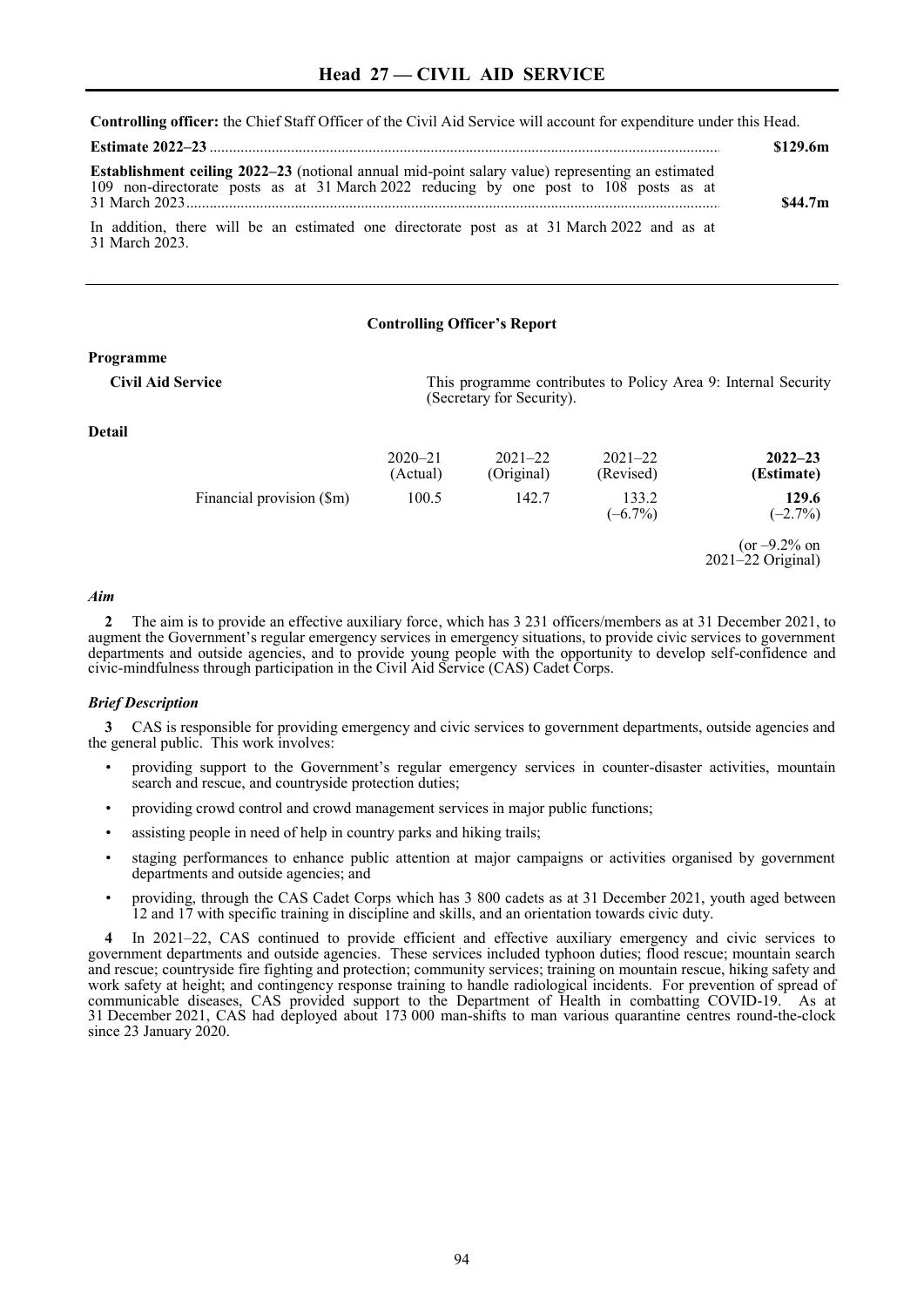# Head 27 — CIVIL AID SERVICE

**Controlling officer:** the Chief Staff Officer of the Civil Aid Service will account for expenditure under this Head.

**Estimate 2022–23** ........................................................................................................................ **$129.6m**

**Establishment ceiling 2022–23** (notional annual mid-point salary value) representing an estimated 109 non-directorate posts as at 31 March 2022 reducing by one post to 108 posts as at 31 March 2023........................................................................................................................ **$44.7m**

In addition, there will be an estimated one directorate post as at 31 March 2022 and as at 31 March 2023.

---

## Controlling Officer's Report

**Programme**

**Civil Aid Service** — This programme contributes to Policy Area 9: Internal Security (Secretary for Security).

**Detail**

| | 2020–21 (Actual) | 2021–22 (Original) | 2021–22 (Revised) | **2022–23 (Estimate)** |
|---|---|---|---|---|
| Financial provision ($m) | 100.5 | 142.7 | 133.2 (–6.7%) | **129.6** (–2.7%) |
| | | | | (or –9.2% on 2021–22 Original) |

### *Aim*

**2** The aim is to provide an effective auxiliary force, which has 3 231 officers/members as at 31 December 2021, to augment the Government's regular emergency services in emergency situations, to provide civic services to government departments and outside agencies, and to provide young people with the opportunity to develop self-confidence and civic-mindfulness through participation in the Civil Aid Service (CAS) Cadet Corps.

### *Brief Description*

**3** CAS is responsible for providing emergency and civic services to government departments, outside agencies and the general public. This work involves:

- providing support to the Government's regular emergency services in counter-disaster activities, mountain search and rescue, and countryside protection duties;
- providing crowd control and crowd management services in major public functions;
- assisting people in need of help in country parks and hiking trails;
- staging performances to enhance public attention at major campaigns or activities organised by government departments and outside agencies; and
- providing, through the CAS Cadet Corps which has 3 800 cadets as at 31 December 2021, youth aged between 12 and 17 with specific training in discipline and skills, and an orientation towards civic duty.

**4** In 2021–22, CAS continued to provide efficient and effective auxiliary emergency and civic services to government departments and outside agencies. These services included typhoon duties; flood rescue; mountain search and rescue; countryside fire fighting and protection; community services; training on mountain rescue, hiking safety and work safety at height; and contingency response training to handle radiological incidents. For prevention of spread of communicable diseases, CAS provided support to the Department of Health in combatting COVID-19. As at 31 December 2021, CAS had deployed about 173 000 man-shifts to man various quarantine centres round-the-clock since 23 January 2020.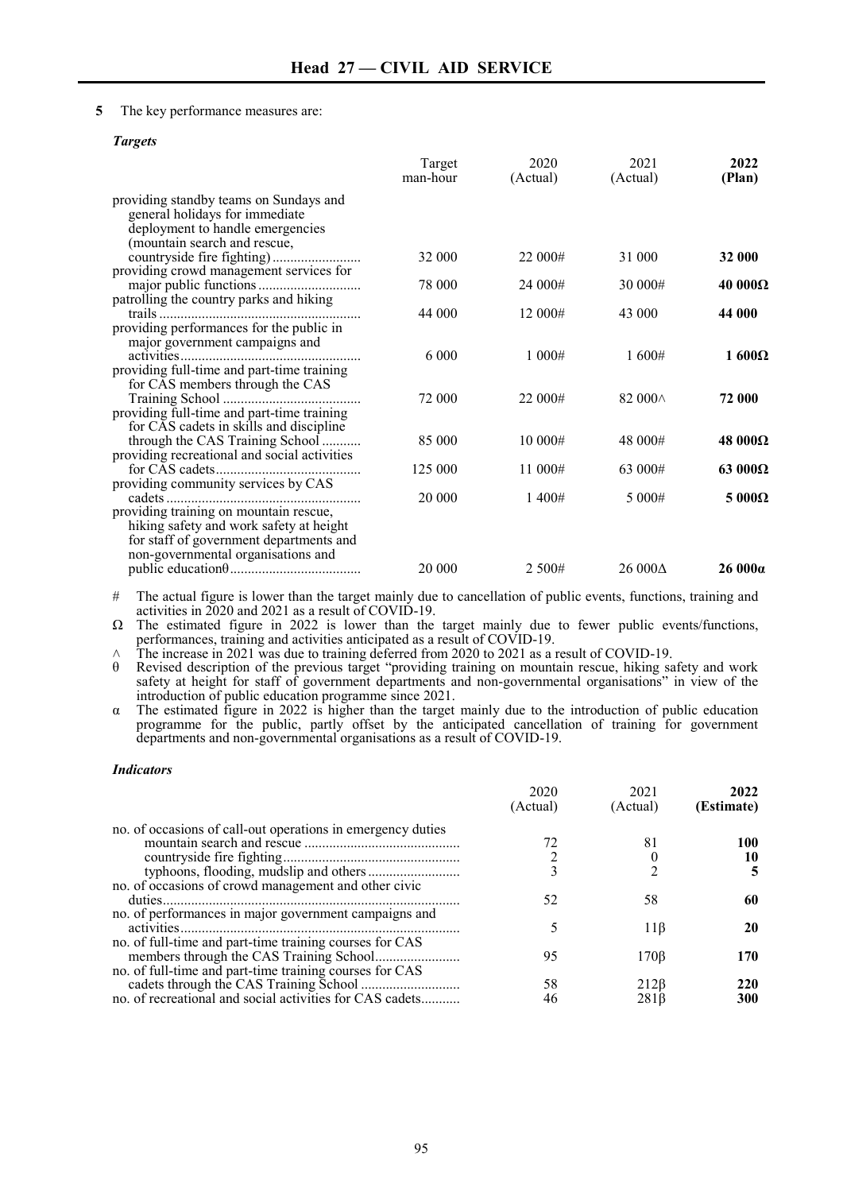**5** The key performance measures are:

***Targets***

| | Target man-hour | 2020 (Actual) | 2021 (Actual) | **2022 (Plan)** |
|---|---|---|---|---|
| providing standby teams on Sundays and general holidays for immediate deployment to handle emergencies (mountain search and rescue, countryside fire fighting) | 32 000 | 22 000# | 31 000 | **32 000** |
| providing crowd management services for major public functions | 78 000 | 24 000# | 30 000# | **40 000Ω** |
| patrolling the country parks and hiking trails | 44 000 | 12 000# | 43 000 | **44 000** |
| providing performances for the public in major government campaigns and activities | 6 000 | 1 000# | 1 600# | **1 600Ω** |
| providing full-time and part-time training for CAS members through the CAS Training School | 72 000 | 22 000# | 82 000^ | **72 000** |
| providing full-time and part-time training for CAS cadets in skills and discipline through the CAS Training School | 85 000 | 10 000# | 48 000# | **48 000Ω** |
| providing recreational and social activities for CAS cadets | 125 000 | 11 000# | 63 000# | **63 000Ω** |
| providing community services by CAS cadets | 20 000 | 1 400# | 5 000# | **5 000Ω** |
| providing training on mountain rescue, hiking safety and work safety at height for staff of government departments and non-governmental organisations and public educationθ | 20 000 | 2 500# | 26 000Δ | **26 000α** |

\# The actual figure is lower than the target mainly due to cancellation of public events, functions, training and activities in 2020 and 2021 as a result of COVID-19.

Ω The estimated figure in 2022 is lower than the target mainly due to fewer public events/functions, performances, training and activities anticipated as a result of COVID-19.

^ The increase in 2021 was due to training deferred from 2020 to 2021 as a result of COVID-19.

θ Revised description of the previous target "providing training on mountain rescue, hiking safety and work safety at height for staff of government departments and non-governmental organisations" in view of the introduction of public education programme since 2021.

α The estimated figure in 2022 is higher than the target mainly due to the introduction of public education programme for the public, partly offset by the anticipated cancellation of training for government departments and non-governmental organisations as a result of COVID-19.

***Indicators***

| | 2020 (Actual) | 2021 (Actual) | **2022 (Estimate)** |
|---|---|---|---|
| no. of occasions of call-out operations in emergency duties | | | |
| mountain search and rescue | 72 | 81 | **100** |
| countryside fire fighting | 2 | 0 | **10** |
| typhoons, flooding, mudslip and others | 3 | 2 | **5** |
| no. of occasions of crowd management and other civic duties | 52 | 58 | **60** |
| no. of performances in major government campaigns and activities | 5 | 11β | **20** |
| no. of full-time and part-time training courses for CAS members through the CAS Training School | 95 | 170β | **170** |
| no. of full-time and part-time training courses for CAS cadets through the CAS Training School | 58 | 212β | **220** |
| no. of recreational and social activities for CAS cadets | 46 | 281β | **300** |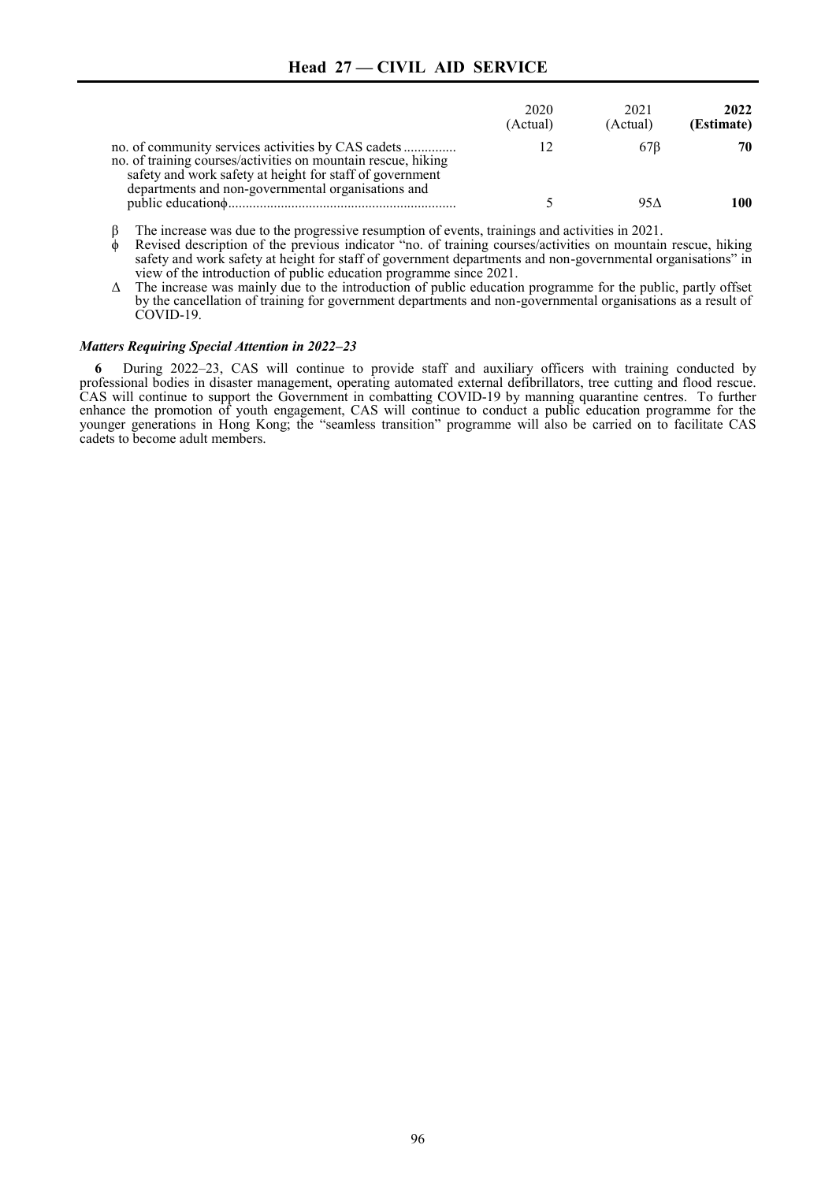| | 2020 (Actual) | 2021 (Actual) | **2022 (Estimate)** |
|---|---|---|---|
| no. of community services activities by CAS cadets | 12 | 67β | **70** |
| no. of training courses/activities on mountain rescue, hiking safety and work safety at height for staff of government departments and non-governmental organisations and public educationϕ | 5 | 95Δ | **100** |

β The increase was due to the progressive resumption of events, trainings and activities in 2021.

ϕ Revised description of the previous indicator "no. of training courses/activities on mountain rescue, hiking safety and work safety at height for staff of government departments and non-governmental organisations" in view of the introduction of public education programme since 2021.

Δ The increase was mainly due to the introduction of public education programme for the public, partly offset by the cancellation of training for government departments and non-governmental organisations as a result of COVID-19.

***Matters Requiring Special Attention in 2022–23***

**6** During 2022–23, CAS will continue to provide staff and auxiliary officers with training conducted by professional bodies in disaster management, operating automated external defibrillators, tree cutting and flood rescue. CAS will continue to support the Government in combatting COVID-19 by manning quarantine centres. To further enhance the promotion of youth engagement, CAS will continue to conduct a public education programme for the younger generations in Hong Kong; the "seamless transition" programme will also be carried on to facilitate CAS cadets to become adult members.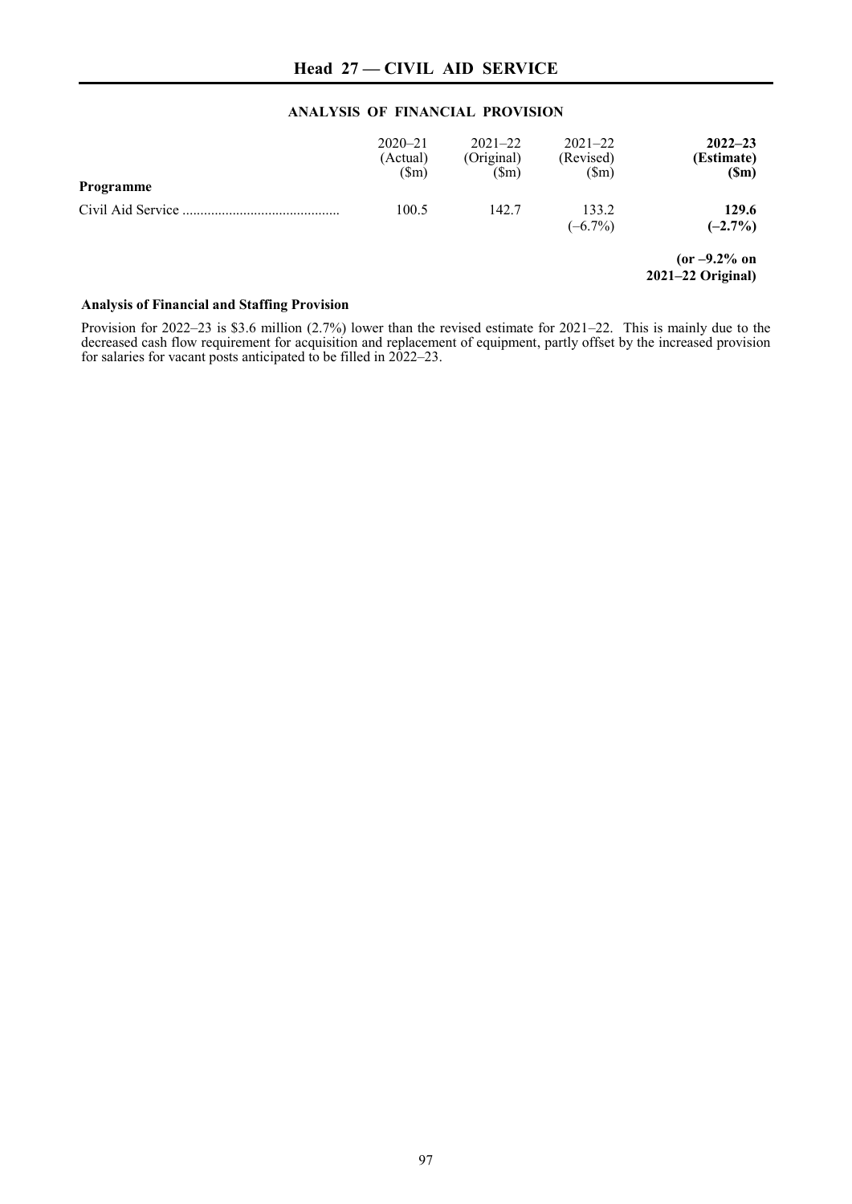# Head 27 — CIVIL AID SERVICE

## ANALYSIS OF FINANCIAL PROVISION

| Programme | 2020–21 (Actual) ($m) | 2021–22 (Original) ($m) | 2021–22 (Revised) ($m) | **2022–23 (Estimate) ($m)** |
|---|---|---|---|---|
| Civil Aid Service | 100.5 | 142.7 | 133.2 (–6.7%) | **129.6 (–2.7%)** |
| | | | | **(or –9.2% on 2021–22 Original)** |

### Analysis of Financial and Staffing Provision

Provision for 2022–23 is $3.6 million (2.7%) lower than the revised estimate for 2021–22. This is mainly due to the decreased cash flow requirement for acquisition and replacement of equipment, partly offset by the increased provision for salaries for vacant posts anticipated to be filled in 2022–23.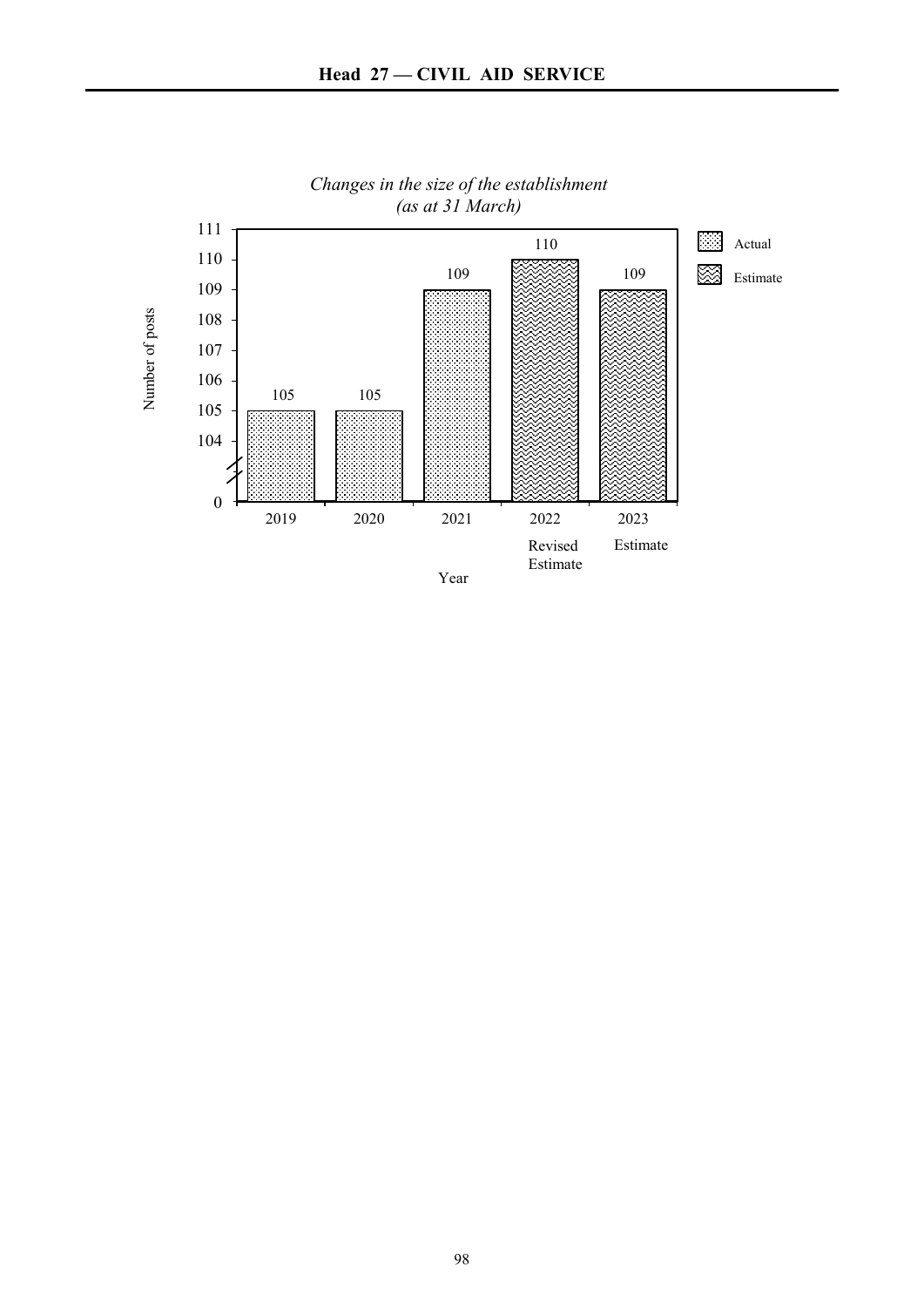# Head 27 — CIVIL AID SERVICE

*Changes in the size of the establishment*
*(as at 31 March)*

| Year | Number of posts | Type |
| --- | --- | --- |
| 2019 | 105 | Actual |
| 2020 | 105 | Actual |
| 2021 | 109 | Actual |
| 2022 Revised Estimate | 110 | Estimate |
| 2023 Estimate | 109 | Estimate |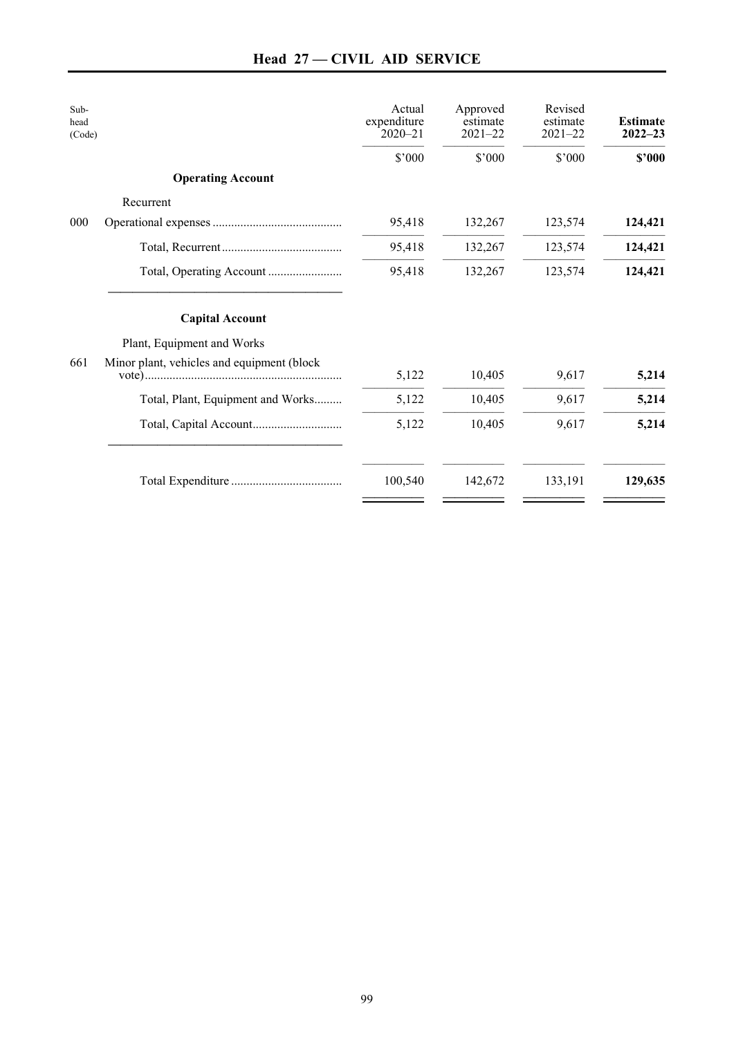## Head 27 — CIVIL AID SERVICE

| Sub-head (Code) | | Actual expenditure 2020–21 | Approved estimate 2021–22 | Revised estimate 2021–22 | **Estimate 2022–23** |
|---|---|---|---|---|---|
| | | $'000 | $'000 | $'000 | **$'000** |
| | **Operating Account** | | | | |
| | Recurrent | | | | |
| 000 | Operational expenses | 95,418 | 132,267 | 123,574 | **124,421** |
| | Total, Recurrent | 95,418 | 132,267 | 123,574 | **124,421** |
| | Total, Operating Account | 95,418 | 132,267 | 123,574 | **124,421** |
| | **Capital Account** | | | | |
| | Plant, Equipment and Works | | | | |
| 661 | Minor plant, vehicles and equipment (block vote) | 5,122 | 10,405 | 9,617 | **5,214** |
| | Total, Plant, Equipment and Works | 5,122 | 10,405 | 9,617 | **5,214** |
| | Total, Capital Account | 5,122 | 10,405 | 9,617 | **5,214** |
| | Total Expenditure | 100,540 | 142,672 | 133,191 | **129,635** |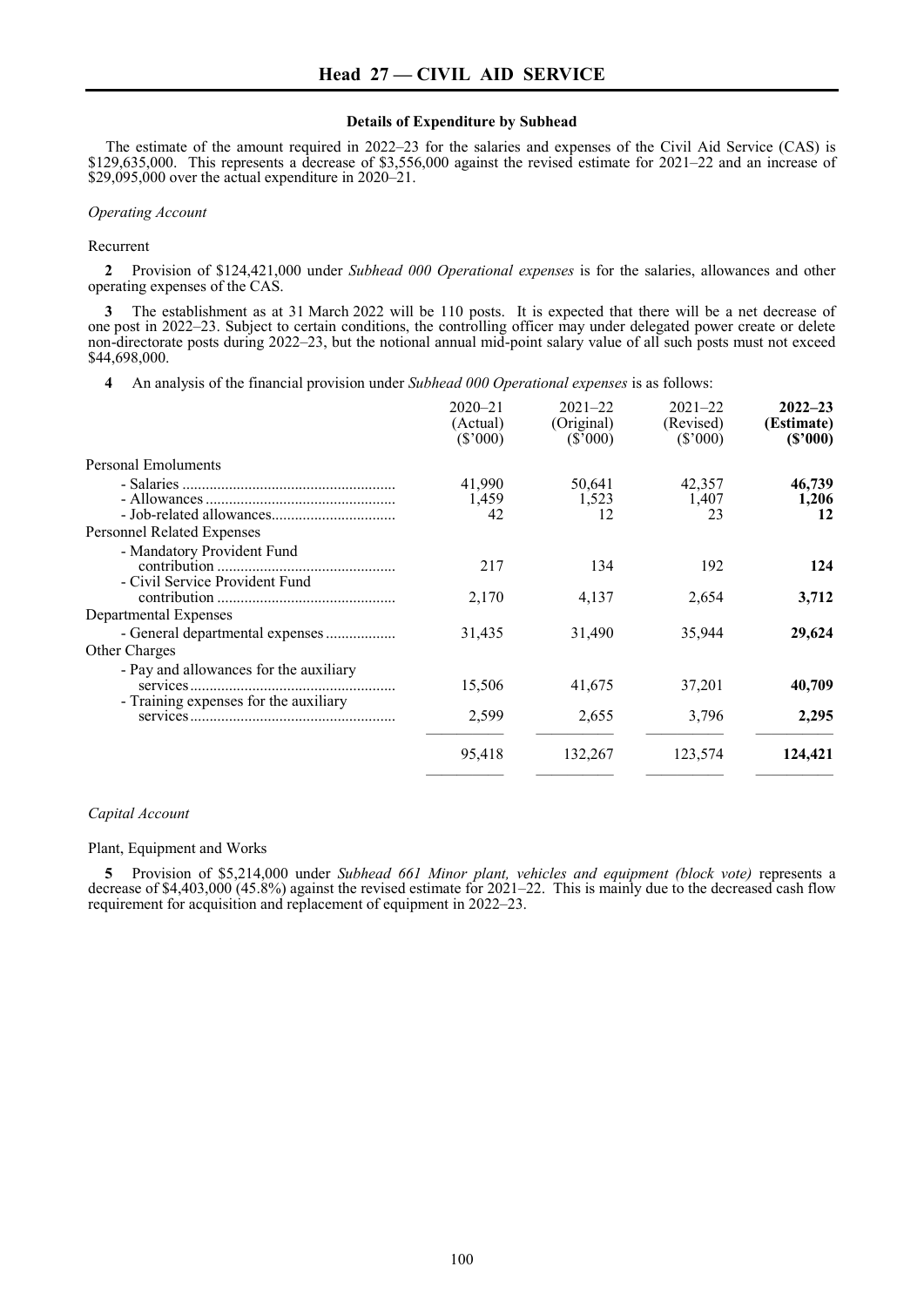## Head 27 — CIVIL AID SERVICE

### Details of Expenditure by Subhead

The estimate of the amount required in 2022–23 for the salaries and expenses of the Civil Aid Service (CAS) is $129,635,000. This represents a decrease of $3,556,000 against the revised estimate for 2021–22 and an increase of $29,095,000 over the actual expenditure in 2020–21.

*Operating Account*

Recurrent

**2** Provision of $124,421,000 under *Subhead 000 Operational expenses* is for the salaries, allowances and other operating expenses of the CAS.

**3** The establishment as at 31 March 2022 will be 110 posts. It is expected that there will be a net decrease of one post in 2022–23. Subject to certain conditions, the controlling officer may under delegated power create or delete non-directorate posts during 2022–23, but the notional annual mid-point salary value of all such posts must not exceed $44,698,000.

**4** An analysis of the financial provision under *Subhead 000 Operational expenses* is as follows:

| | 2020–21 (Actual) ($'000) | 2021–22 (Original) ($'000) | 2021–22 (Revised) ($'000) | **2022–23 (Estimate) ($'000)** |
|---|---|---|---|---|
| Personal Emoluments | | | | |
| - Salaries | 41,990 | 50,641 | 42,357 | **46,739** |
| - Allowances | 1,459 | 1,523 | 1,407 | **1,206** |
| - Job-related allowances | 42 | 12 | 23 | **12** |
| Personnel Related Expenses | | | | |
| - Mandatory Provident Fund contribution | 217 | 134 | 192 | **124** |
| - Civil Service Provident Fund contribution | 2,170 | 4,137 | 2,654 | **3,712** |
| Departmental Expenses | | | | |
| - General departmental expenses | 31,435 | 31,490 | 35,944 | **29,624** |
| Other Charges | | | | |
| - Pay and allowances for the auxiliary services | 15,506 | 41,675 | 37,201 | **40,709** |
| - Training expenses for the auxiliary services | 2,599 | 2,655 | 3,796 | **2,295** |
| | 95,418 | 132,267 | 123,574 | **124,421** |

*Capital Account*

Plant, Equipment and Works

**5** Provision of $5,214,000 under *Subhead 661 Minor plant, vehicles and equipment (block vote)* represents a decrease of $4,403,000 (45.8%) against the revised estimate for 2021–22. This is mainly due to the decreased cash flow requirement for acquisition and replacement of equipment in 2022–23.